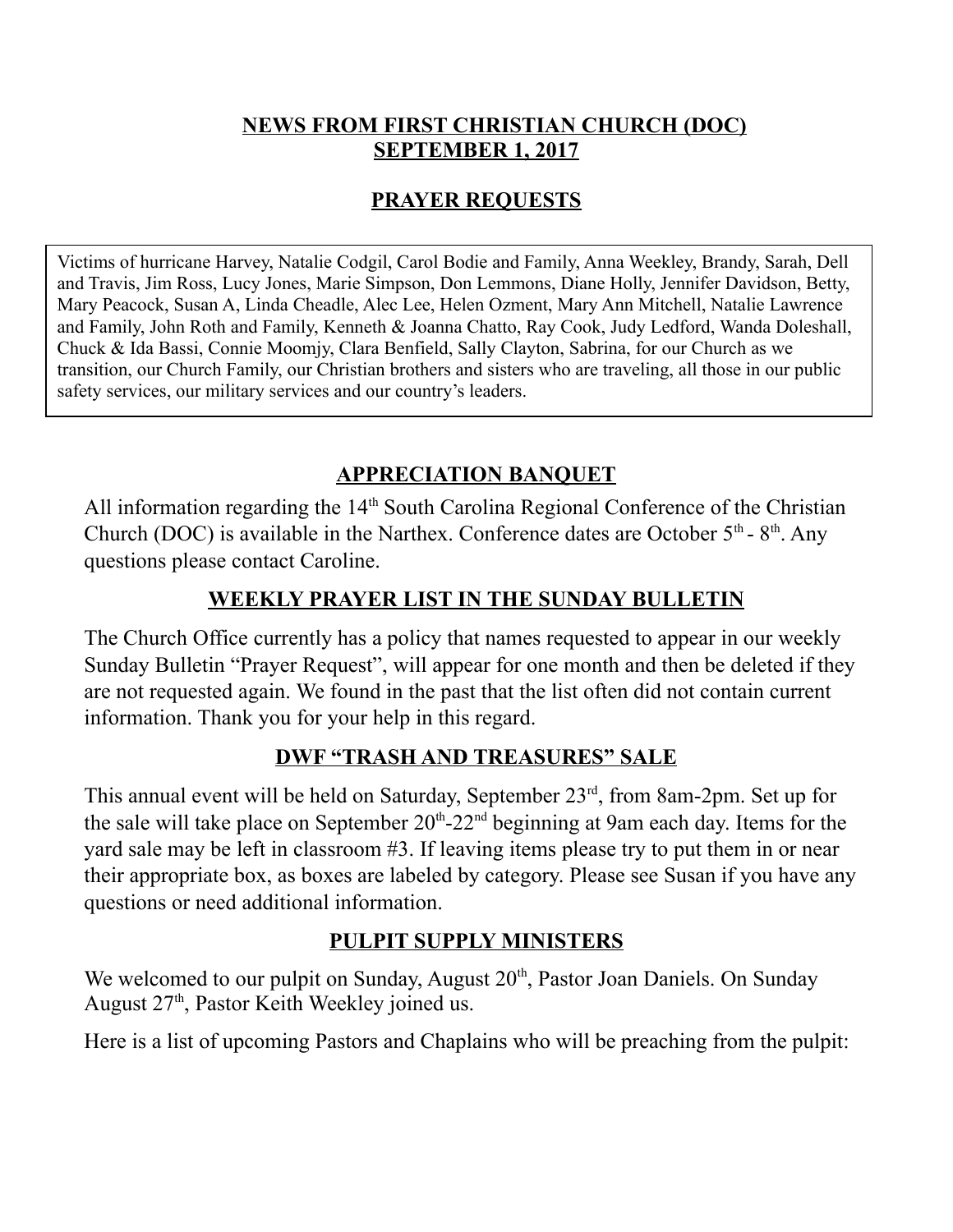# NEWS FROM FIRST CHRISTIAN CHURCH (DOC)
# SEPTEMBER 1, 2017

## PRAYER REQUESTS

Victims of hurricane Harvey, Natalie Codgil, Carol Bodie and Family, Anna Weekley, Brandy, Sarah, Dell and Travis, Jim Ross, Lucy Jones, Marie Simpson, Don Lemmons, Diane Holly, Jennifer Davidson, Betty, Mary Peacock, Susan A, Linda Cheadle, Alec Lee, Helen Ozment, Mary Ann Mitchell, Natalie Lawrence and Family, John Roth and Family, Kenneth & Joanna Chatto, Ray Cook, Judy Ledford, Wanda Doleshall, Chuck & Ida Bassi, Connie Moomjy, Clara Benfield, Sally Clayton, Sabrina, for our Church as we transition, our Church Family, our Christian brothers and sisters who are traveling, all those in our public safety services, our military services and our country's leaders.

## APPRECIATION BANQUET

All information regarding the 14th South Carolina Regional Conference of the Christian Church (DOC) is available in the Narthex. Conference dates are October 5th - 8th. Any questions please contact Caroline.

## WEEKLY PRAYER LIST IN THE SUNDAY BULLETIN

The Church Office currently has a policy that names requested to appear in our weekly Sunday Bulletin "Prayer Request", will appear for one month and then be deleted if they are not requested again. We found in the past that the list often did not contain current information. Thank you for your help in this regard.

## DWF "TRASH AND TREASURES" SALE

This annual event will be held on Saturday, September 23rd, from 8am-2pm. Set up for the sale will take place on September 20th-22nd beginning at 9am each day. Items for the yard sale may be left in classroom #3. If leaving items please try to put them in or near their appropriate box, as boxes are labeled by category. Please see Susan if you have any questions or need additional information.

## PULPIT SUPPLY MINISTERS

We welcomed to our pulpit on Sunday, August 20th, Pastor Joan Daniels. On Sunday August 27th, Pastor Keith Weekley joined us.

Here is a list of upcoming Pastors and Chaplains who will be preaching from the pulpit: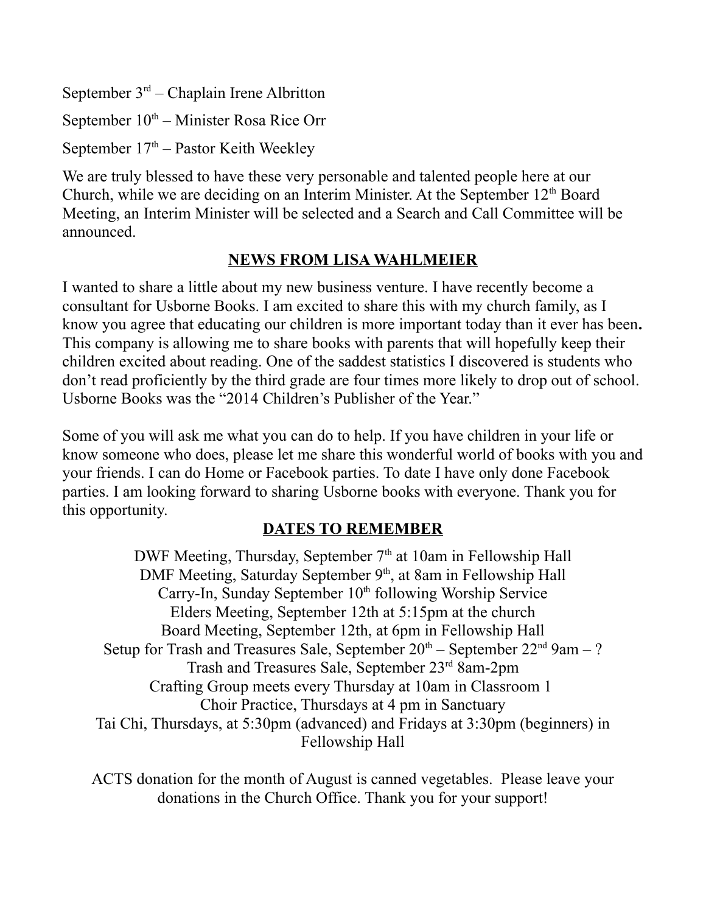September 3rd – Chaplain Irene Albritton

September 10th – Minister Rosa Rice Orr

September 17th – Pastor Keith Weekley

We are truly blessed to have these very personable and talented people here at our Church, while we are deciding on an Interim Minister. At the September 12th Board Meeting, an Interim Minister will be selected and a Search and Call Committee will be announced.

## NEWS FROM LISA WAHLMEIER

I wanted to share a little about my new business venture. I have recently become a consultant for Usborne Books. I am excited to share this with my church family, as I know you agree that educating our children is more important today than it ever has been**.** This company is allowing me to share books with parents that will hopefully keep their children excited about reading. One of the saddest statistics I discovered is students who don't read proficiently by the third grade are four times more likely to drop out of school. Usborne Books was the "2014 Children's Publisher of the Year."

Some of you will ask me what you can do to help. If you have children in your life or know someone who does, please let me share this wonderful world of books with you and your friends. I can do Home or Facebook parties. To date I have only done Facebook parties. I am looking forward to sharing Usborne books with everyone. Thank you for this opportunity.

## DATES TO REMEMBER

DWF Meeting, Thursday, September 7th at 10am in Fellowship Hall
DMF Meeting, Saturday September 9th, at 8am in Fellowship Hall
Carry-In, Sunday September 10th following Worship Service
Elders Meeting, September 12th at 5:15pm at the church
Board Meeting, September 12th, at 6pm in Fellowship Hall
Setup for Trash and Treasures Sale, September 20th – September 22nd 9am – ?
Trash and Treasures Sale, September 23rd 8am-2pm
Crafting Group meets every Thursday at 10am in Classroom 1
Choir Practice, Thursdays at 4 pm in Sanctuary
Tai Chi, Thursdays, at 5:30pm (advanced) and Fridays at 3:30pm (beginners) in Fellowship Hall

ACTS donation for the month of August is canned vegetables. Please leave your donations in the Church Office. Thank you for your support!